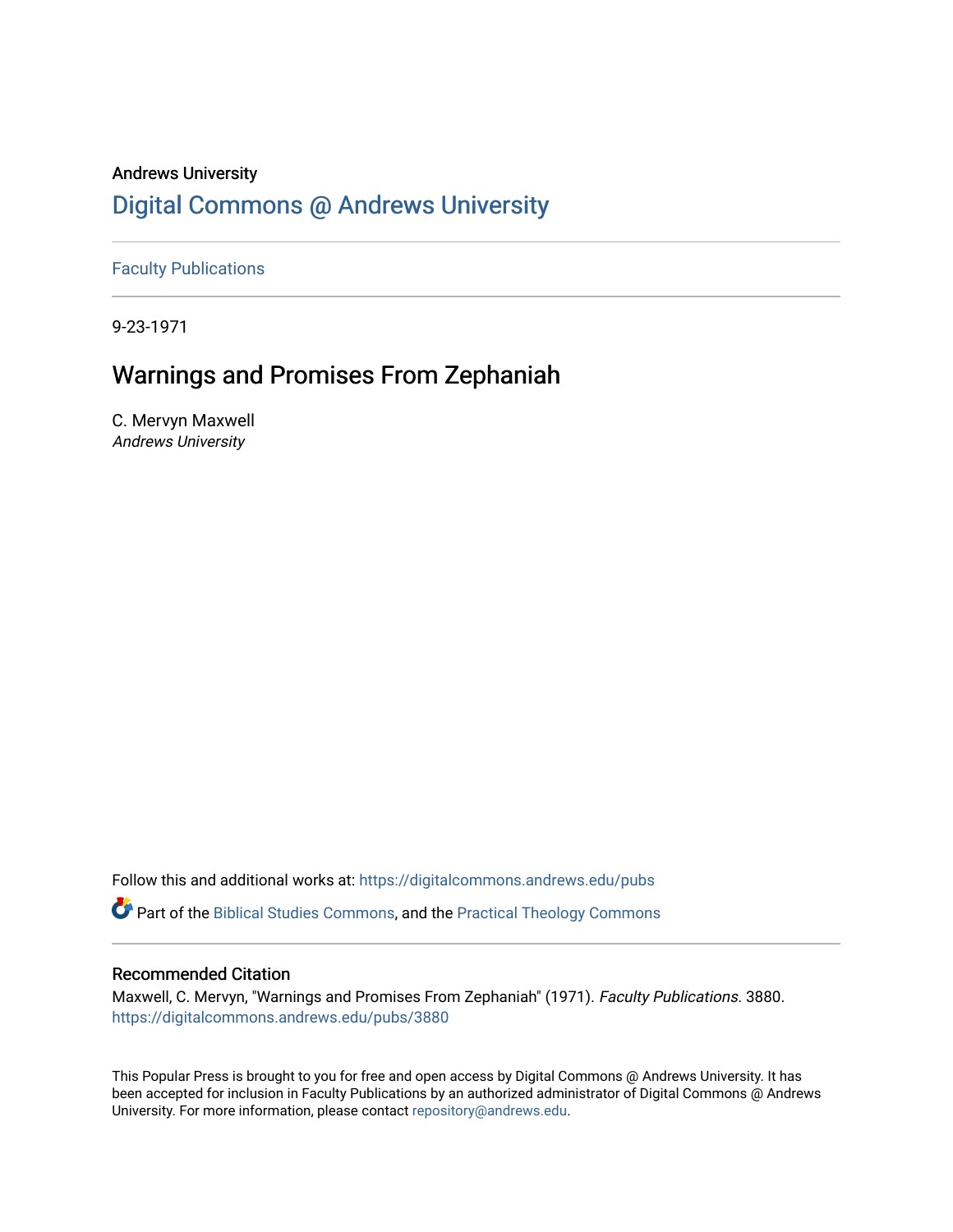Andrews University

## Digital Commons @ Andrews University

Faculty Publications

9-23-1971

# Warnings and Promises From Zephaniah

C. Mervyn Maxwell
*Andrews University*

Follow this and additional works at: https://digitalcommons.andrews.edu/pubs

Part of the Biblical Studies Commons, and the Practical Theology Commons

### Recommended Citation

Maxwell, C. Mervyn, "Warnings and Promises From Zephaniah" (1971). *Faculty Publications*. 3880.
https://digitalcommons.andrews.edu/pubs/3880

This Popular Press is brought to you for free and open access by Digital Commons @ Andrews University. It has been accepted for inclusion in Faculty Publications by an authorized administrator of Digital Commons @ Andrews University. For more information, please contact repository@andrews.edu.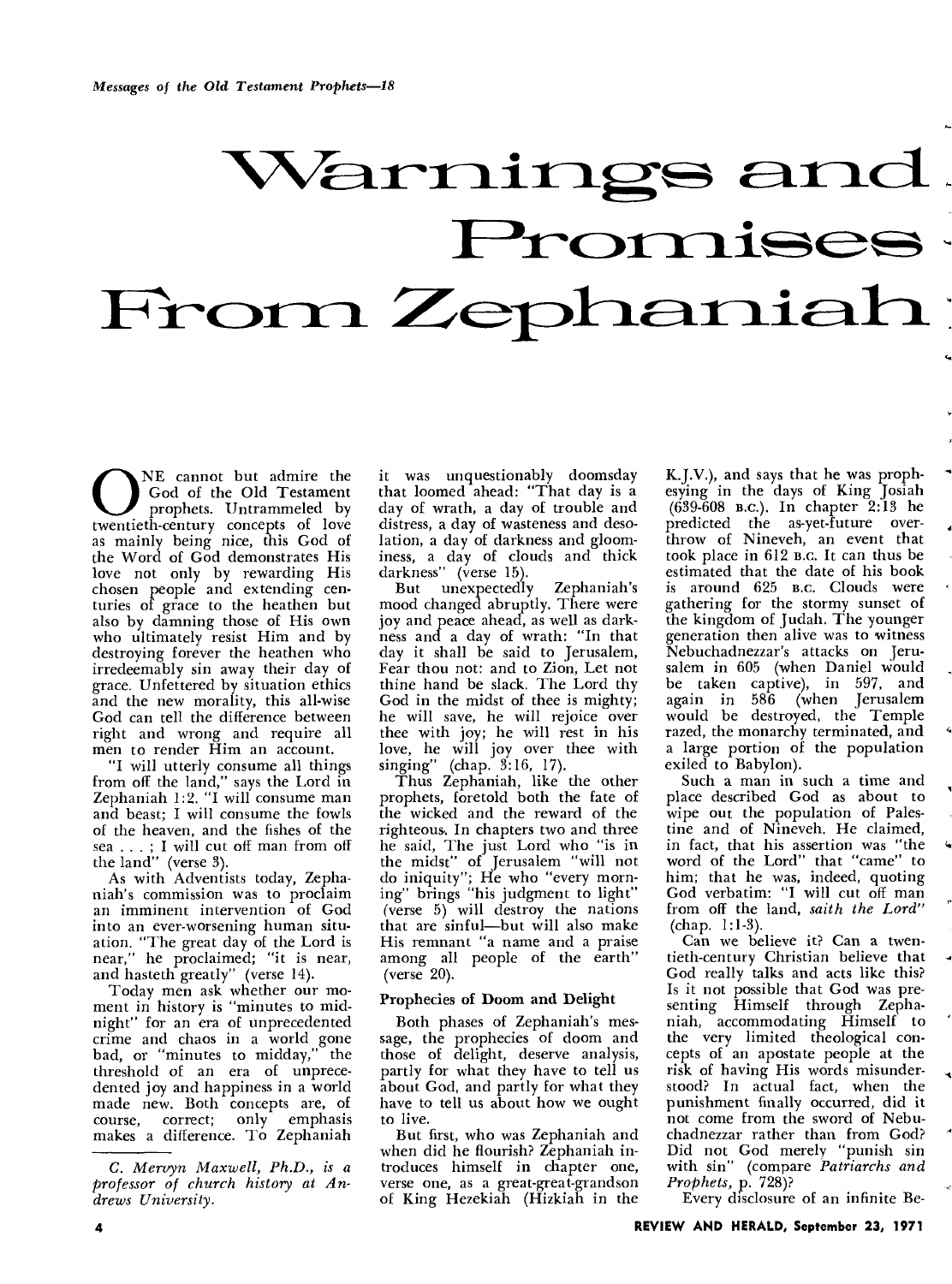*Messages of the Old Testament Prophets—18*

# Warnings and Promises From Zephaniah

ONE cannot but admire the God of the Old Testament prophets. Untrammeled by twentieth-century concepts of love as mainly being nice, this God of the Word of God demonstrates His love not only by rewarding His chosen people and extending centuries of grace to the heathen but also by damning those of His own who ultimately resist Him and by destroying forever the heathen who irredeemably sin away their day of grace. Unfettered by situation ethics and the new morality, this all-wise God can tell the difference between right and wrong and require all men to render Him an account.

"I will utterly consume all things from off the land," says the Lord in Zephaniah 1:2. "I will consume man and beast; I will consume the fowls of the heaven, and the fishes of the sea . . . ; I will cut off man from off the land" (verse 3).

As with Adventists today, Zephaniah's commission was to proclaim an imminent intervention of God into an ever-worsening human situation. "The great day of the Lord is near," he proclaimed; "it is near, and hasteth greatly" (verse 14).

Today men ask whether our moment in history is "minutes to midnight" for an era of unprecedented crime and chaos in a world gone bad, or "minutes to midday," the threshold of an era of unprecedented joy and happiness in a world made new. Both concepts are, of course, correct; only emphasis makes a difference. To Zephaniah it was unquestionably doomsday that loomed ahead: "That day is a day of wrath, a day of trouble and distress, a day of wasteness and desolation, a day of darkness and gloominess, a day of clouds and thick darkness" (verse 15).

But unexpectedly Zephaniah's mood changed abruptly. There were joy and peace ahead, as well as darkness and a day of wrath: "In that day it shall be said to Jerusalem, Fear thou not: and to Zion, Let not thine hand be slack. The Lord thy God in the midst of thee is mighty; he will save, he will rejoice over thee with joy; he will rest in his love, he will joy over thee with singing" (chap. 3:16, 17).

Thus Zephaniah, like the other prophets, foretold both the fate of the wicked and the reward of the righteous. In chapters two and three he said, The just Lord who "is in the midst" of Jerusalem "will not do iniquity"; He who "every morning" brings "his judgment to light" (verse 5) will destroy the nations that are sinful—but will also make His remnant "a name and a praise among all people of the earth" (verse 20).

### Prophecies of Doom and Delight

Both phases of Zephaniah's message, the prophecies of doom and those of delight, deserve analysis, partly for what they have to tell us about God, and partly for what they have to tell us about how we ought to live.

But first, who was Zephaniah and when did he flourish? Zephaniah introduces himself in chapter one, verse one, as a great-great-grandson of King Hezekiah (Hizkiah in the K.J.V.), and says that he was prophesying in the days of King Josiah (639-608 B.C.). In chapter 2:13 he predicted the as-yet-future overthrow of Nineveh, an event that took place in 612 B.C. It can thus be estimated that the date of his book is around 625 B.C. Clouds were gathering for the stormy sunset of the kingdom of Judah. The younger generation then alive was to witness Nebuchadnezzar's attacks on Jerusalem in 605 (when Daniel would be taken captive), in 597, and again in 586 (when Jerusalem would be destroyed, the Temple razed, the monarchy terminated, and a large portion of the population exiled to Babylon).

Such a man in such a time and place described God as about to wipe out the population of Palestine and of Nineveh. He claimed, in fact, that his assertion was "the word of the Lord" that "came" to him; that he was, indeed, quoting God verbatim: "I will cut off man from off the land, *saith the Lord*" (chap. 1:1-3).

Can we believe it? Can a twentieth-century Christian believe that God really talks and acts like this? Is it not possible that God was presenting Himself through Zephaniah, accommodating Himself to the very limited theological concepts of an apostate people at the risk of having His words misunderstood? In actual fact, when the punishment finally occurred, did it not come from the sword of Nebuchadnezzar rather than from God? Did not God merely "punish sin with sin" (compare *Patriarchs and Prophets*, p. 728)?

Every disclosure of an infinite Be-

*C. Mervyn Maxwell, Ph.D., is a professor of church history at Andrews University.*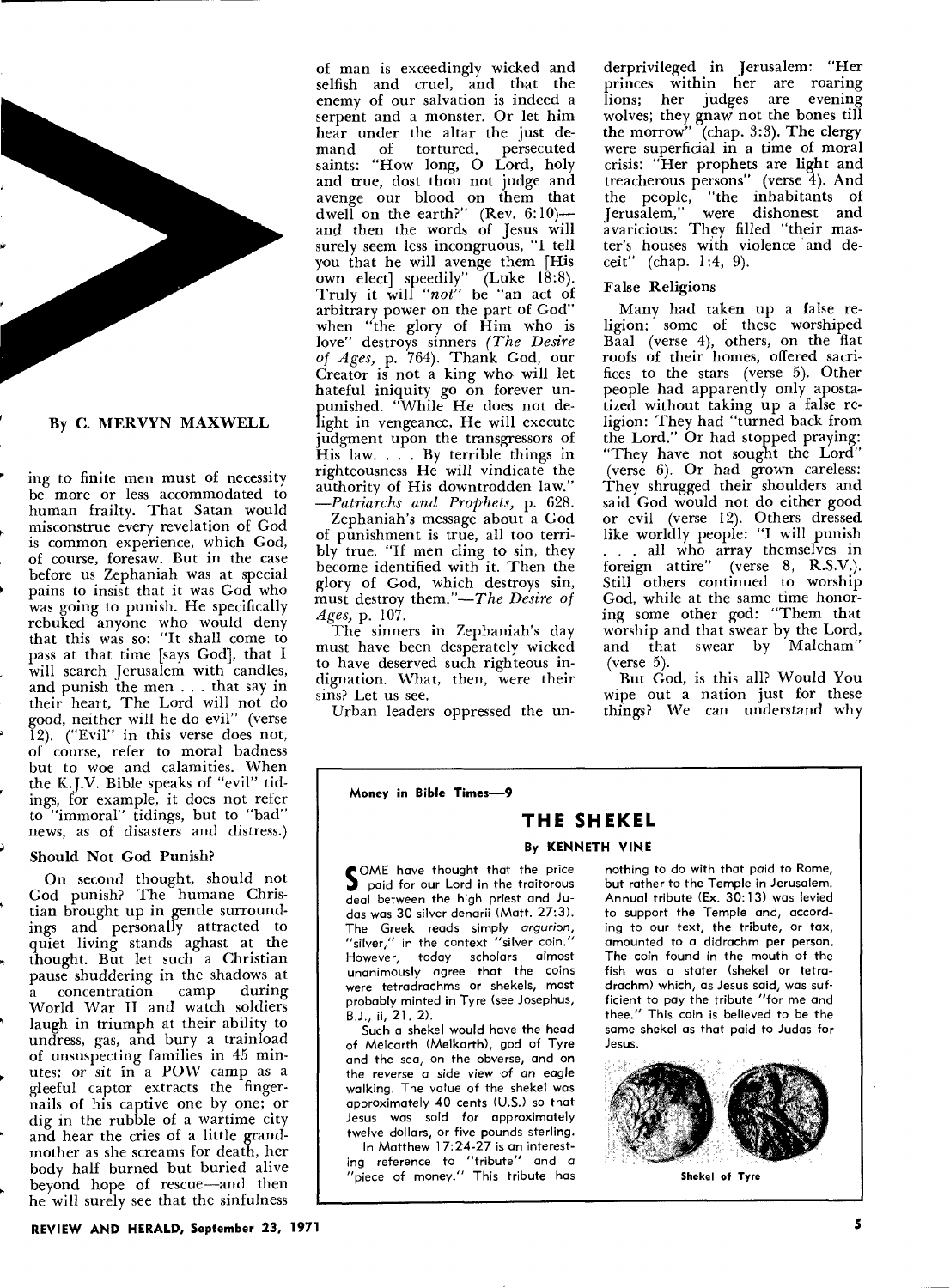By C. MERVYN MAXWELL

ing to finite men must of necessity be more or less accommodated to human frailty. That Satan would misconstrue every revelation of God is common experience, which God, of course, foresaw. But in the case before us Zephaniah was at special pains to insist that it was God who was going to punish. He specifically rebuked anyone who would deny that this was so: "It shall come to pass at that time [says God], that I will search Jerusalem with candles, and punish the men . . . that say in their heart, The Lord will not do good, neither will he do evil" (verse 12). ("Evil" in this verse does not, of course, refer to moral badness but to woe and calamities. When the K.J.V. Bible speaks of "evil" tidings, for example, it does not refer to "immoral" tidings, but to "bad" news, as of disasters and distress.)

### Should Not God Punish?

On second thought, should not God punish? The humane Christian brought up in gentle surroundings and personally attracted to quiet living stands aghast at the thought. But let such a Christian pause shuddering in the shadows at a concentration camp during World War II and watch soldiers laugh in triumph at their ability to undress, gas, and bury a trainload of unsuspecting families in 45 minutes; or sit in a POW camp as a gleeful captor extracts the fingernails of his captive one by one; or dig in the rubble of a wartime city and hear the cries of a little grandmother as she screams for death, her body half burned but buried alive beyond hope of rescue—and then he will surely see that the sinfulness of man is exceedingly wicked and selfish and cruel, and that the enemy of our salvation is indeed a serpent and a monster. Or let him hear under the altar the just demand of tortured, persecuted saints: "How long, O Lord, holy and true, dost thou not judge and avenge our blood on them that dwell on the earth?" (Rev. 6:10)—and then the words of Jesus will surely seem less incongruous, "I tell you that he will avenge them [His own elect] speedily" (Luke 18:8). Truly it will *"not"* be "an act of arbitrary power on the part of God" when "the glory of Him who is love" destroys sinners (*The Desire of Ages,* p. 764). Thank God, our Creator is not a king who will let hateful iniquity go on forever unpunished. "While He does not delight in vengeance, He will execute judgment upon the transgressors of His law. . . . By terrible things in righteousness He will vindicate the authority of His downtrodden law."—*Patriarchs and Prophets,* p. 628.

Zephaniah's message about a God of punishment is true, all too terribly true. "If men cling to sin, they become identified with it. Then the glory of God, which destroys sin, must destroy them."—*The Desire of Ages,* p. 107.

The sinners in Zephaniah's day must have been desperately wicked to have deserved such righteous indignation. What, then, were their sins? Let us see.

Urban leaders oppressed the underprivileged in Jerusalem: "Her princes within her are roaring lions; her judges are evening wolves; they gnaw not the bones till the morrow" (chap. 3:3). The clergy were superficial in a time of moral crisis: "Her prophets are light and treacherous persons" (verse 4). And the people, "the inhabitants of Jerusalem," were dishonest and avaricious: They filled "their master's houses with violence and deceit" (chap. 1:4, 9).

### False Religions

Many had taken up a false religion; some of these worshiped Baal (verse 4), others, on the flat roofs of their homes, offered sacrifices to the stars (verse 5). Other people had apparently only apostatized without taking up a false religion: They had "turned back from the Lord." Or had stopped praying: "They have not sought the Lord" (verse 6). Or had grown careless: They shrugged their shoulders and said God would not do either good or evil (verse 12). Others dressed like worldly people: "I will punish . . . all who array themselves in foreign attire" (verse 8, R.S.V.). Still others continued to worship God, while at the same time honoring some other god: "Them that worship and that swear by the Lord, and that swear by Malcham" (verse 5).

But God, is this all? Would You wipe out a nation just for these things? We can understand why

---

**Money in Bible Times—9**

## THE SHEKEL

**By KENNETH VINE**

SOME have thought that the price paid for our Lord in the traitorous deal between the high priest and Judas was 30 silver denarii (Matt. 27:3). The Greek reads simply *argurion,* "silver," in the context "silver coin." However, today scholars almost unanimously agree that the coins were tetradrachms or shekels, most probably minted in Tyre (see Josephus, B.J., ii, 21. 2).

Such a shekel would have the head of Melcarth (Melkarth), god of Tyre and the sea, on the obverse, and on the reverse a side view of an eagle walking. The value of the shekel was approximately 40 cents (U.S.) so that Jesus was sold for approximately twelve dollars, or five pounds sterling.

In Matthew 17:24-27 is an interesting reference to "tribute" and a "piece of money." This tribute has nothing to do with that paid to Rome, but rather to the Temple in Jerusalem. Annual tribute (Ex. 30:13) was levied to support the Temple and, according to our text, the tribute, or tax, amounted to a didrachm per person. The coin found in the mouth of the fish was a stater (shekel or tetradrachm) which, as Jesus said, was sufficient to pay the tribute "for me and thee." This coin is believed to be the same shekel as that paid to Judas for Jesus.

Shekel of Tyre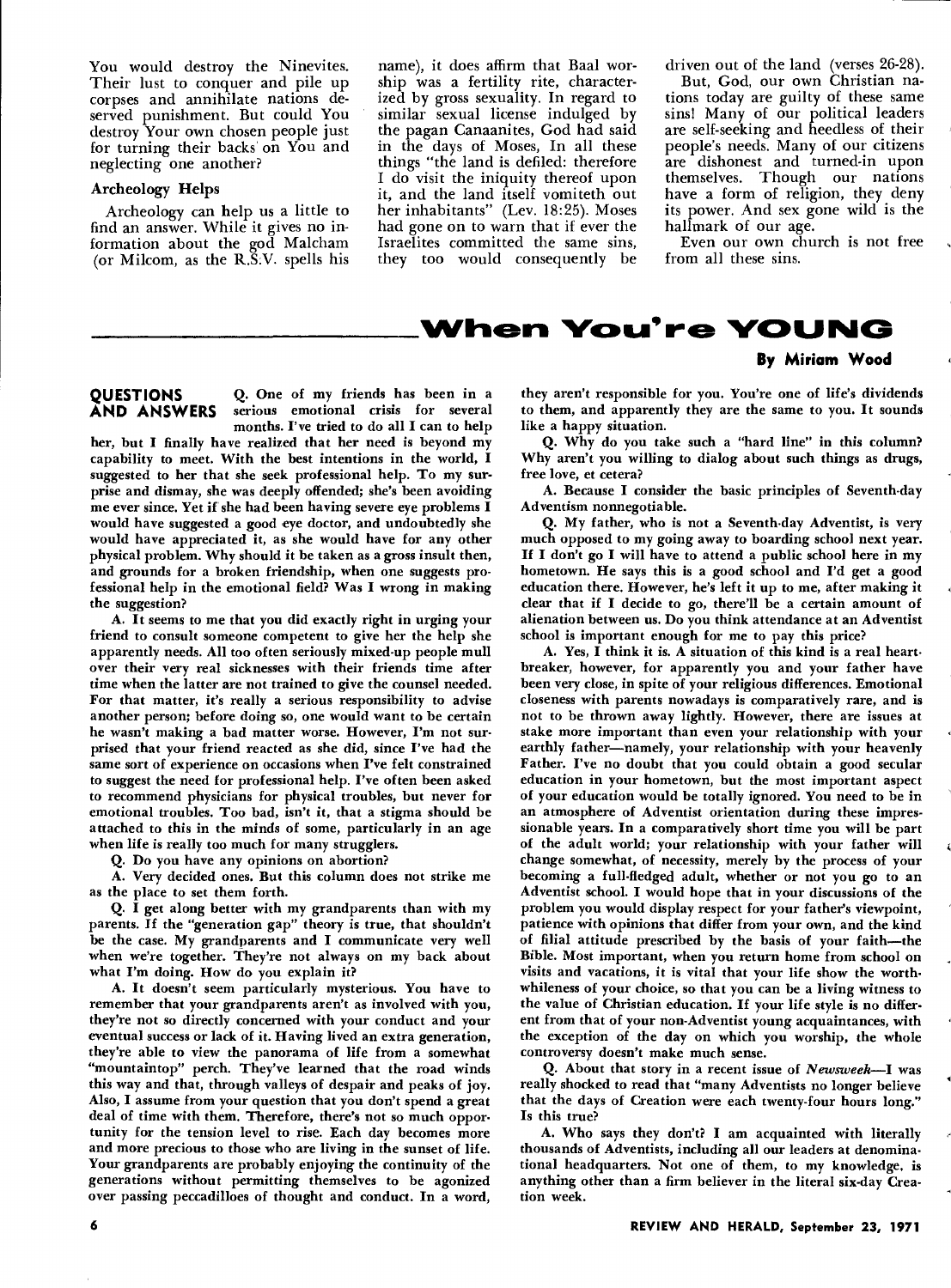You would destroy the Ninevites. Their lust to conquer and pile up corpses and annihilate nations deserved punishment. But could You destroy Your own chosen people just for turning their backs on You and neglecting one another?

### Archeology Helps

Archeology can help us a little to find an answer. While it gives no information about the god Malcham (or Milcom, as the R.S.V. spells his name), it does affirm that Baal worship was a fertility rite, characterized by gross sexuality. In regard to similar sexual license indulged by the pagan Canaanites, God had said in the days of Moses, In all these things "the land is defiled: therefore I do visit the iniquity thereof upon it, and the land itself vomiteth out her inhabitants" (Lev. 18:25). Moses had gone on to warn that if ever the Israelites committed the same sins, they too would consequently be driven out of the land (verses 26-28).

But, God, our own Christian nations today are guilty of these same sins! Many of our political leaders are self-seeking and heedless of their people's needs. Many of our citizens are dishonest and turned-in upon themselves. Though our nations have a form of religion, they deny its power. And sex gone wild is the hallmark of our age.

Even our own church is not free from all these sins.

# When You're YOUNG

**By Miriam Wood**

**QUESTIONS AND ANSWERS**

**Q.** One of my friends has been in a serious emotional crisis for several months. I've tried to do all I can to help her, but I finally have realized that her need is beyond my capability to meet. With the best intentions in the world, I suggested to her that she seek professional help. To my surprise and dismay, she was deeply offended; she's been avoiding me ever since. Yet if she had been having severe eye problems I would have suggested a good eye doctor, and undoubtedly she would have appreciated it, as she would have for any other physical problem. Why should it be taken as a gross insult then, and grounds for a broken friendship, when one suggests professional help in the emotional field? Was I wrong in making the suggestion?

**A.** It seems to me that you did exactly right in urging your friend to consult someone competent to give her the help she apparently needs. All too often seriously mixed-up people mull over their very real sicknesses with their friends time after time when the latter are not trained to give the counsel needed. For that matter, it's really a serious responsibility to advise another person; before doing so, one would want to be certain he wasn't making a bad matter worse. However, I'm not surprised that your friend reacted as she did, since I've had the same sort of experience on occasions when I've felt constrained to suggest the need for professional help. I've often been asked to recommend physicians for physical troubles, but never for emotional troubles. Too bad, isn't it, that a stigma should be attached to this in the minds of some, particularly in an age when life is really too much for many strugglers.

**Q.** Do you have any opinions on abortion?

**A.** Very decided ones. But this column does not strike me as the place to set them forth.

**Q.** I get along better with my grandparents than with my parents. If the "generation gap" theory is true, that shouldn't be the case. My grandparents and I communicate very well when we're together. They're not always on my back about what I'm doing. How do you explain it?

**A.** It doesn't seem particularly mysterious. You have to remember that your grandparents aren't as involved with you, they're not so directly concerned with your conduct and your eventual success or lack of it. Having lived an extra generation, they're able to view the panorama of life from a somewhat "mountaintop" perch. They've learned that the road winds this way and that, through valleys of despair and peaks of joy. Also, I assume from your question that you don't spend a great deal of time with them. Therefore, there's not so much opportunity for the tension level to rise. Each day becomes more and more precious to those who are living in the sunset of life. Your grandparents are probably enjoying the continuity of the generations without permitting themselves to be agonized over passing peccadilloes of thought and conduct. In a word, they aren't responsible for you. You're one of life's dividends to them, and apparently they are the same to you. It sounds like a happy situation.

**Q.** Why do you take such a "hard line" in this column? Why aren't you willing to dialog about such things as drugs, free love, et cetera?

**A.** Because I consider the basic principles of Seventh-day Adventism nonnegotiable.

**Q.** My father, who is not a Seventh-day Adventist, is very much opposed to my going away to boarding school next year. If I don't go I will have to attend a public school here in my hometown. He says this is a good school and I'd get a good education there. However, he's left it up to me, after making it clear that if I decide to go, there'll be a certain amount of alienation between us. Do you think attendance at an Adventist school is important enough for me to pay this price?

**A.** Yes, I think it is. A situation of this kind is a real heartbreaker, however, for apparently you and your father have been very close, in spite of your religious differences. Emotional closeness with parents nowadays is comparatively rare, and is not to be thrown away lightly. However, there are issues at stake more important than even your relationship with your earthly father—namely, your relationship with your heavenly Father. I've no doubt that you could obtain a good secular education in your hometown, but the most important aspect of your education would be totally ignored. You need to be in an atmosphere of Adventist orientation during these impressionable years. In a comparatively short time you will be part of the adult world; your relationship with your father will change somewhat, of necessity, merely by the process of your becoming a full-fledged adult, whether or not you go to an Adventist school. I would hope that in your discussions of the problem you would display respect for your father's viewpoint, patience with opinions that differ from your own, and the kind of filial attitude prescribed by the basis of your faith—the Bible. Most important, when you return home from school on visits and vacations, it is vital that your life show the worthwhileness of your choice, so that you can be a living witness to the value of Christian education. If your life style is no different from that of your non-Adventist young acquaintances, with the exception of the day on which you worship, the whole controversy doesn't make much sense.

**Q.** About that story in a recent issue of *Newsweek*—I was really shocked to read that "many Adventists no longer believe that the days of Creation were each twenty-four hours long." Is this true?

**A.** Who says they don't? I am acquainted with literally thousands of Adventists, including all our leaders at denominational headquarters. Not one of them, to my knowledge, is anything other than a firm believer in the literal six-day Creation week.